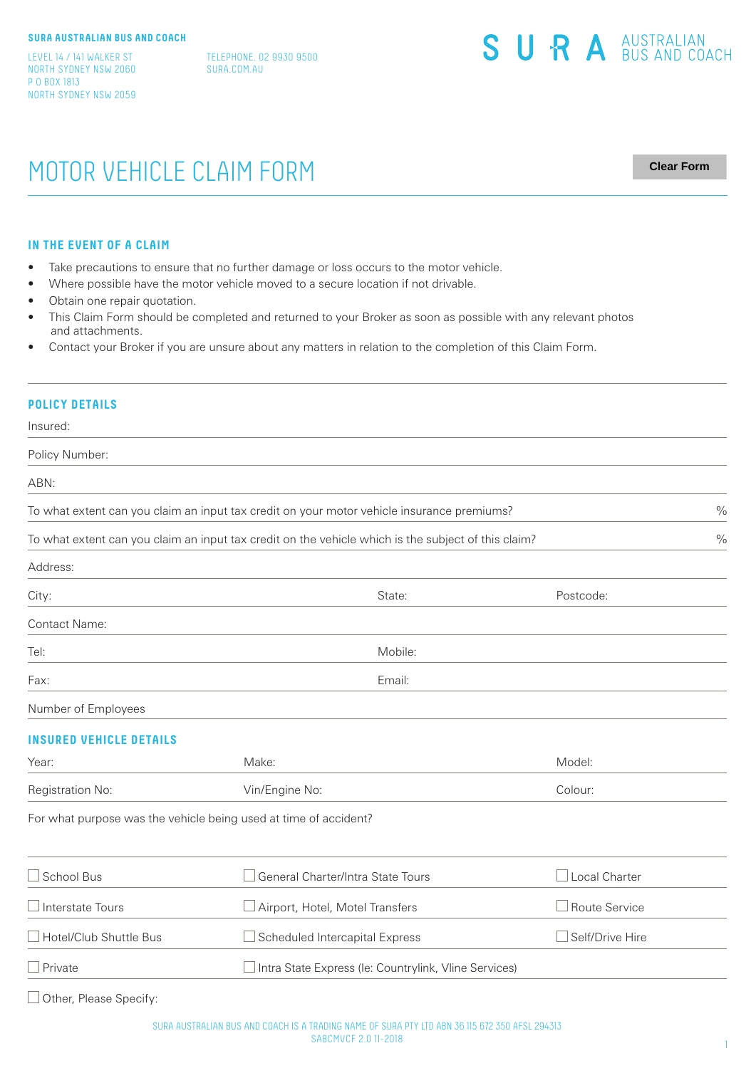**SURA AUSTRALIAN BUS AND COACH**

LEVEL 14 / 141 WALKER ST
NORTH SYDNEY NSW 2060
P O BOX 1813
NORTH SYDNEY NSW 2059

TELEPHONE. 02 9930 9500
SURA.COM.AU

S U R A AUSTRALIAN BUS AND COACH

# MOTOR VEHICLE CLAIM FORM

Clear Form

## IN THE EVENT OF A CLAIM

- Take precautions to ensure that no further damage or loss occurs to the motor vehicle.
- Where possible have the motor vehicle moved to a secure location if not drivable.
- Obtain one repair quotation.
- This Claim Form should be completed and returned to your Broker as soon as possible with any relevant photos and attachments.
- Contact your Broker if you are unsure about any matters in relation to the completion of this Claim Form.

## POLICY DETAILS

Insured:

Policy Number:

ABN:

To what extent can you claim an input tax credit on your motor vehicle insurance premiums? %

To what extent can you claim an input tax credit on the vehicle which is the subject of this claim? %

Address:

| City: | State: | Postcode: |
|---|---|---|

Contact Name:

| Tel: | Mobile: |
|---|---|
| Fax: | Email: |

Number of Employees

## INSURED VEHICLE DETAILS

| Year: | Make: | Model: |
|---|---|---|
| Registration No: | Vin/Engine No: | Colour: |

For what purpose was the vehicle being used at time of accident?

| | | |
|---|---|---|
| ☐ School Bus | ☐ General Charter/Intra State Tours | ☐ Local Charter |
| ☐ Interstate Tours | ☐ Airport, Hotel, Motel Transfers | ☐ Route Service |
| ☐ Hotel/Club Shuttle Bus | ☐ Scheduled Intercapital Express | ☐ Self/Drive Hire |
| ☐ Private | ☐ Intra State Express (Ie: Countrylink, Vline Services) | |

☐ Other, Please Specify:

SURA AUSTRALIAN BUS AND COACH IS A TRADING NAME OF SURA PTY LTD ABN 36 115 672 350 AFSL 294313
SABCMVCF 2.0 11-2018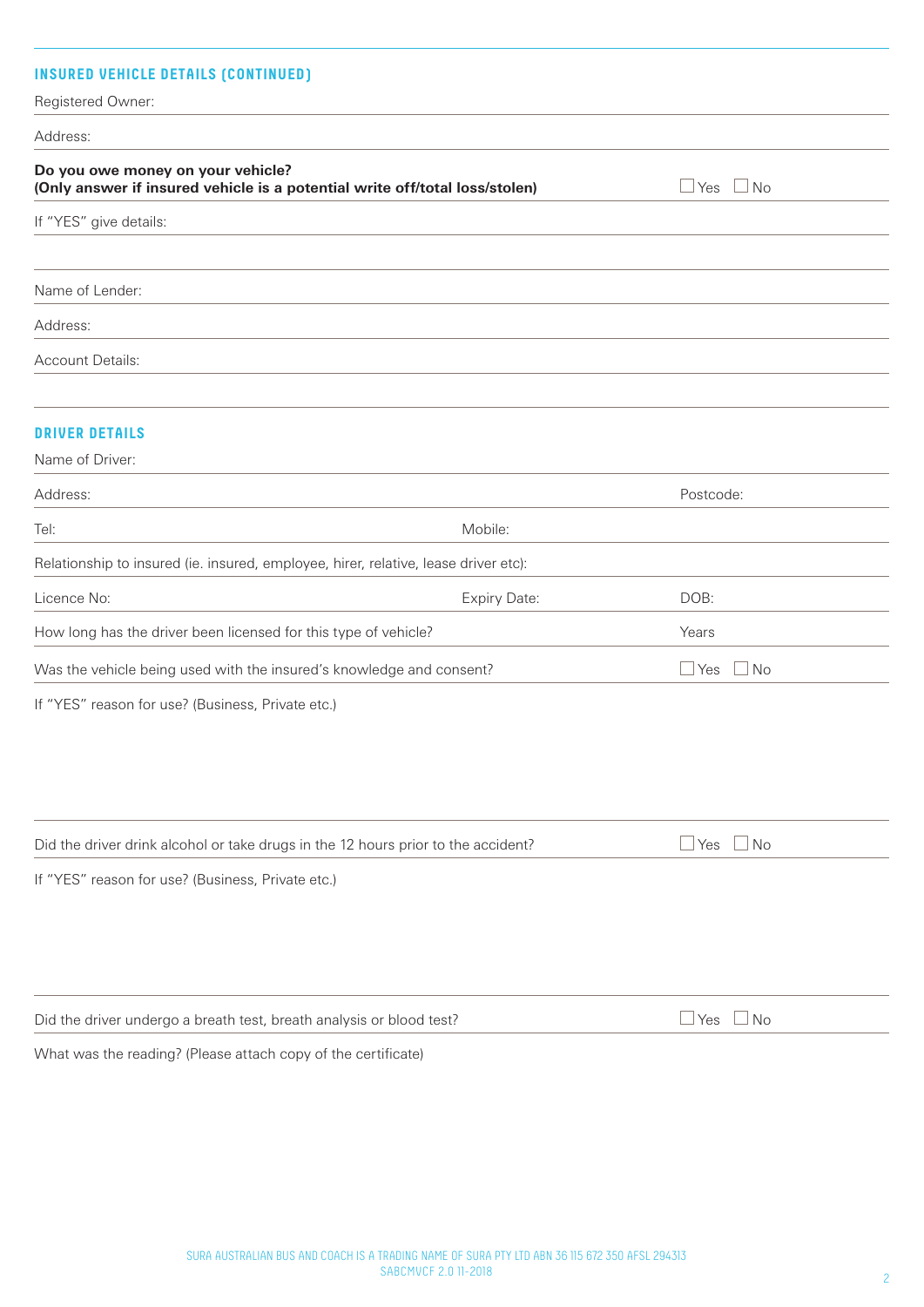## INSURED VEHICLE DETAILS (CONTINUED)

Registered Owner:

Address:

**Do you owe money on your vehicle?**
**(Only answer if insured vehicle is a potential write off/total loss/stolen)** ☐ Yes ☐ No

If "YES" give details:

Name of Lender:

Address:

Account Details:

## DRIVER DETAILS

Name of Driver:

Address: Postcode:

Tel: Mobile:

Relationship to insured (ie. insured, employee, hirer, relative, lease driver etc):

Licence No: Expiry Date: DOB:

How long has the driver been licensed for this type of vehicle? Years

Was the vehicle being used with the insured's knowledge and consent? ☐ Yes ☐ No

If "YES" reason for use? (Business, Private etc.)

Did the driver drink alcohol or take drugs in the 12 hours prior to the accident? ☐ Yes ☐ No

If "YES" reason for use? (Business, Private etc.)

Did the driver undergo a breath test, breath analysis or blood test? ☐ Yes ☐ No

What was the reading? (Please attach copy of the certificate)

SURA AUSTRALIAN BUS AND COACH IS A TRADING NAME OF SURA PTY LTD ABN 36 115 672 350 AFSL 294313
SABCMVCF 2.0 11-2018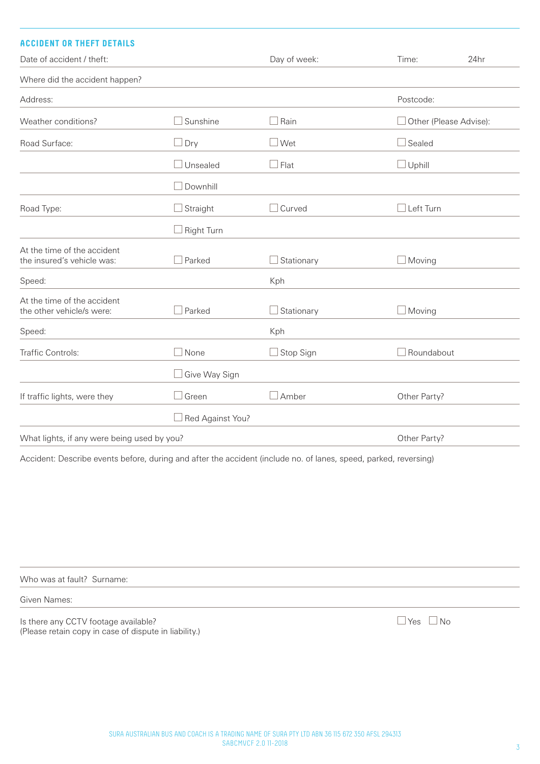## ACCIDENT OR THEFT DETAILS

| | | | |
|---|---|---|---|
| Date of accident / theft: | | Day of week: | Time: 24hr |
| Where did the accident happen? | | | |
| Address: | | | Postcode: |
| Weather conditions? | ☐ Sunshine | ☐ Rain | ☐ Other (Please Advise): |
| Road Surface: | ☐ Dry | ☐ Wet | ☐ Sealed |
| | ☐ Unsealed | ☐ Flat | ☐ Uphill |
| | ☐ Downhill | | |
| Road Type: | ☐ Straight | ☐ Curved | ☐ Left Turn |
| | ☐ Right Turn | | |
| At the time of the accident the insured's vehicle was: | ☐ Parked | ☐ Stationary | ☐ Moving |
| Speed: | | Kph | |
| At the time of the accident the other vehicle/s were: | ☐ Parked | ☐ Stationary | ☐ Moving |
| Speed: | | Kph | |
| Traffic Controls: | ☐ None | ☐ Stop Sign | ☐ Roundabout |
| | ☐ Give Way Sign | | |
| If traffic lights, were they | ☐ Green | ☐ Amber | Other Party? |
| | ☐ Red Against You? | | |
| What lights, if any were being used by you? | | | Other Party? |

Accident: Describe events before, during and after the accident (include no. of lanes, speed, parked, reversing)

Who was at fault? Surname:

Given Names:

Is there any CCTV footage available? ☐ Yes ☐ No
(Please retain copy in case of dispute in liability.)

SURA AUSTRALIAN BUS AND COACH IS A TRADING NAME OF SURA PTY LTD ABN 36 115 672 350 AFSL 294313
SABCMVCF 2.0 11-2018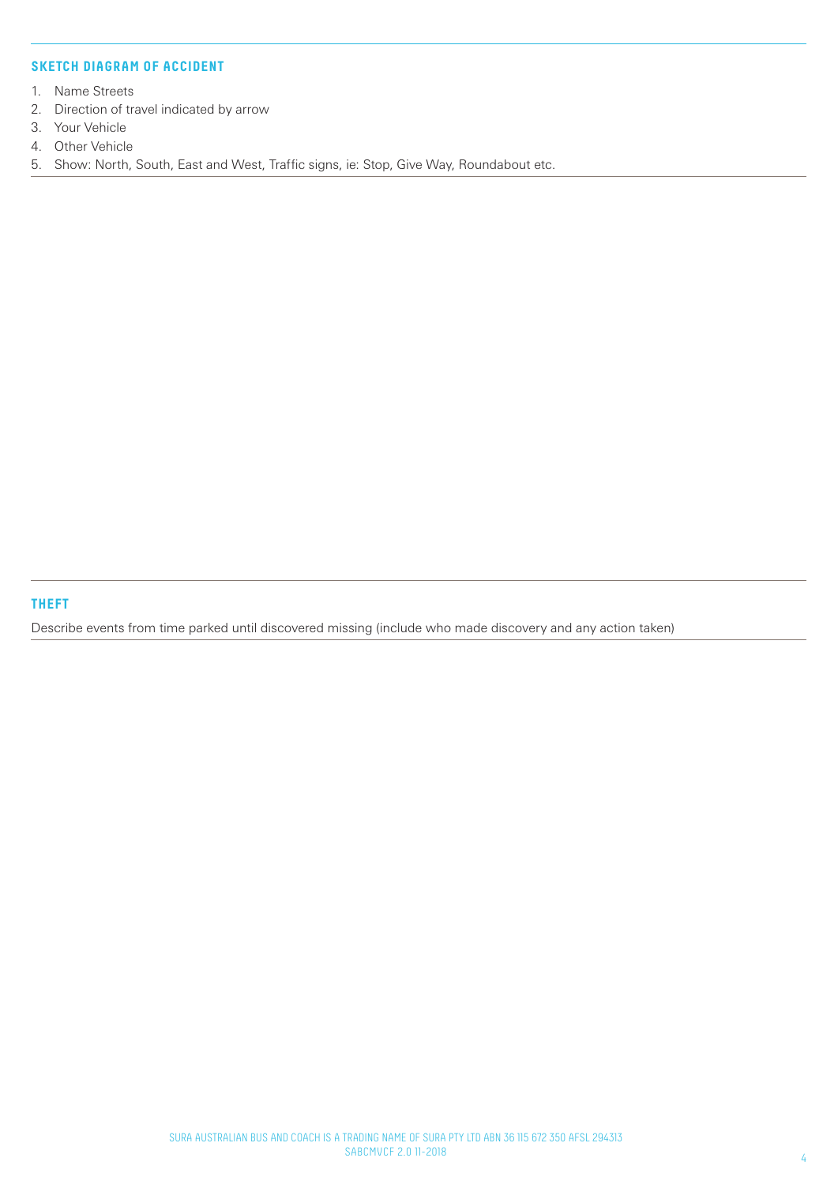## SKETCH DIAGRAM OF ACCIDENT

1. Name Streets
2. Direction of travel indicated by arrow
3. Your Vehicle
4. Other Vehicle
5. Show: North, South, East and West, Traffic signs, ie: Stop, Give Way, Roundabout etc.

## THEFT

Describe events from time parked until discovered missing (include who made discovery and any action taken)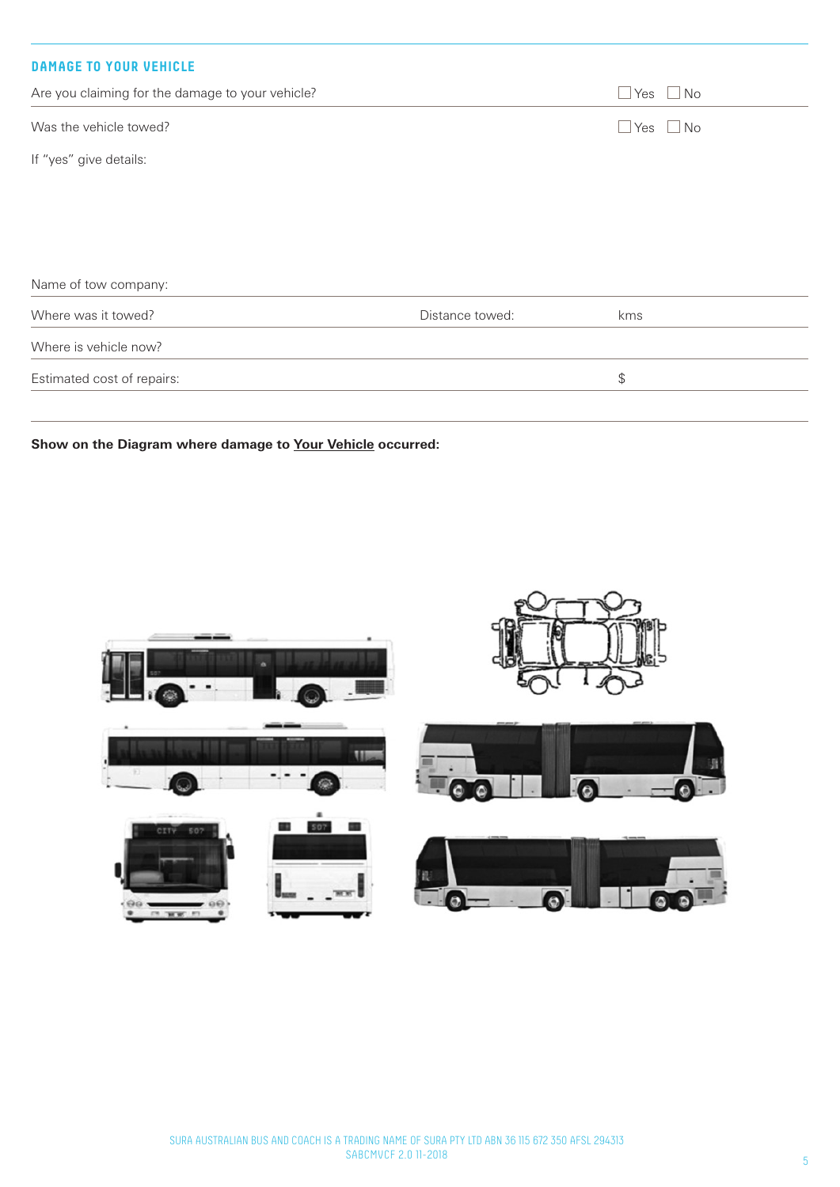## DAMAGE TO YOUR VEHICLE

Are you claiming for the damage to your vehicle? ☐ Yes ☐ No

Was the vehicle towed? ☐ Yes ☐ No

If "yes" give details:

Name of tow company:

Where was it towed? Distance towed: kms

Where is vehicle now?

Estimated cost of repairs: $

**Show on the Diagram where damage to Your Vehicle occurred:**

SURA AUSTRALIAN BUS AND COACH IS A TRADING NAME OF SURA PTY LTD ABN 36 115 672 350 AFSL 294313
SABCMVCF 2.0 11-2018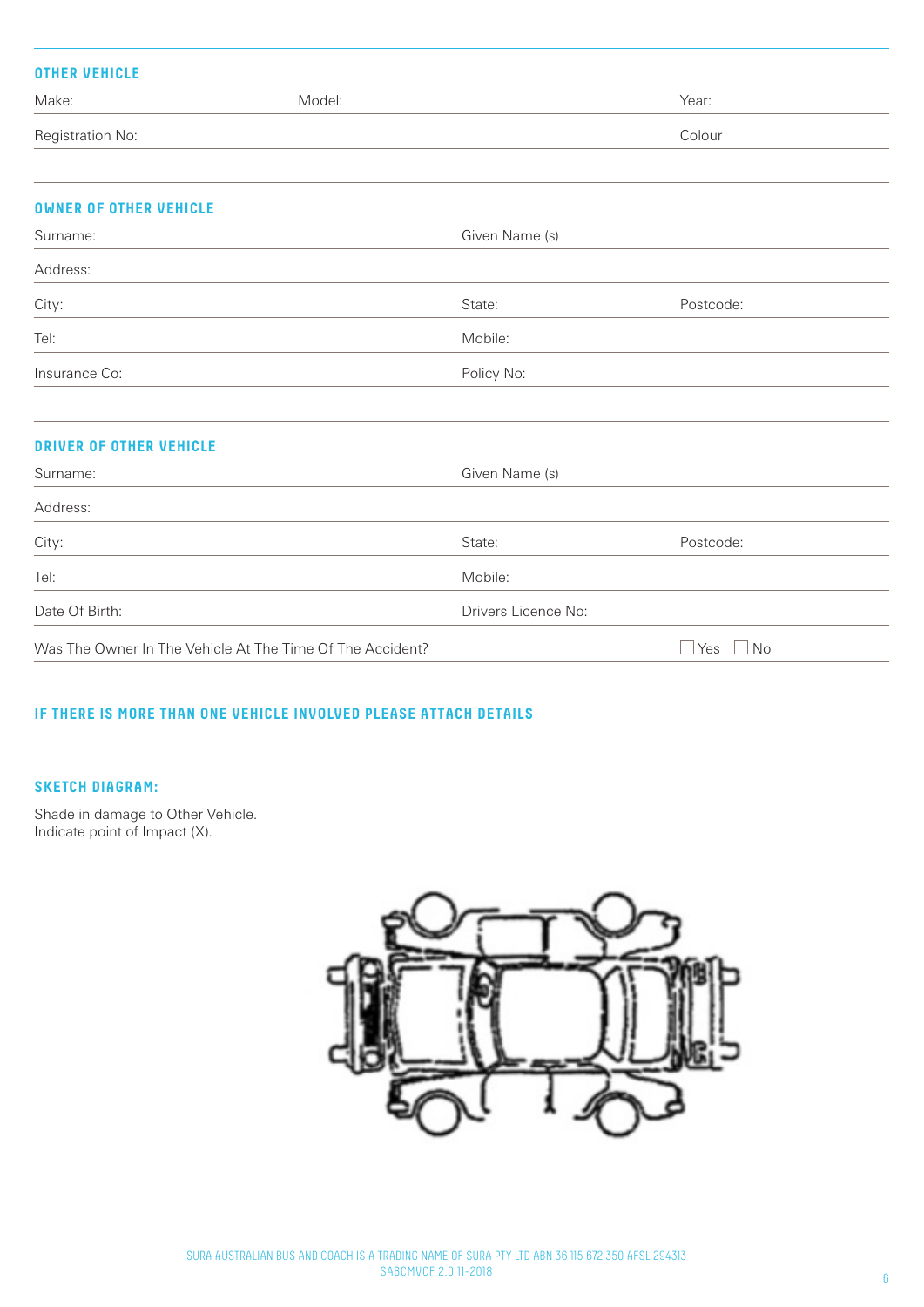## OTHER VEHICLE

Make: Model: Year:

Registration No: Colour

## OWNER OF OTHER VEHICLE

Surname: Given Name (s)

Address:

City: State: Postcode:

Tel: Mobile:

Insurance Co: Policy No:

## DRIVER OF OTHER VEHICLE

Surname: Given Name (s)

Address:

City: State: Postcode:

Tel: Mobile:

Date Of Birth: Drivers Licence No:

Was The Owner In The Vehicle At The Time Of The Accident? ☐ Yes ☐ No

## IF THERE IS MORE THAN ONE VEHICLE INVOLVED PLEASE ATTACH DETAILS

## SKETCH DIAGRAM:

Shade in damage to Other Vehicle.
Indicate point of Impact (X).

SURA AUSTRALIAN BUS AND COACH IS A TRADING NAME OF SURA PTY LTD ABN 36 115 672 350 AFSL 294313
SABCMVCF 2.0 11-2018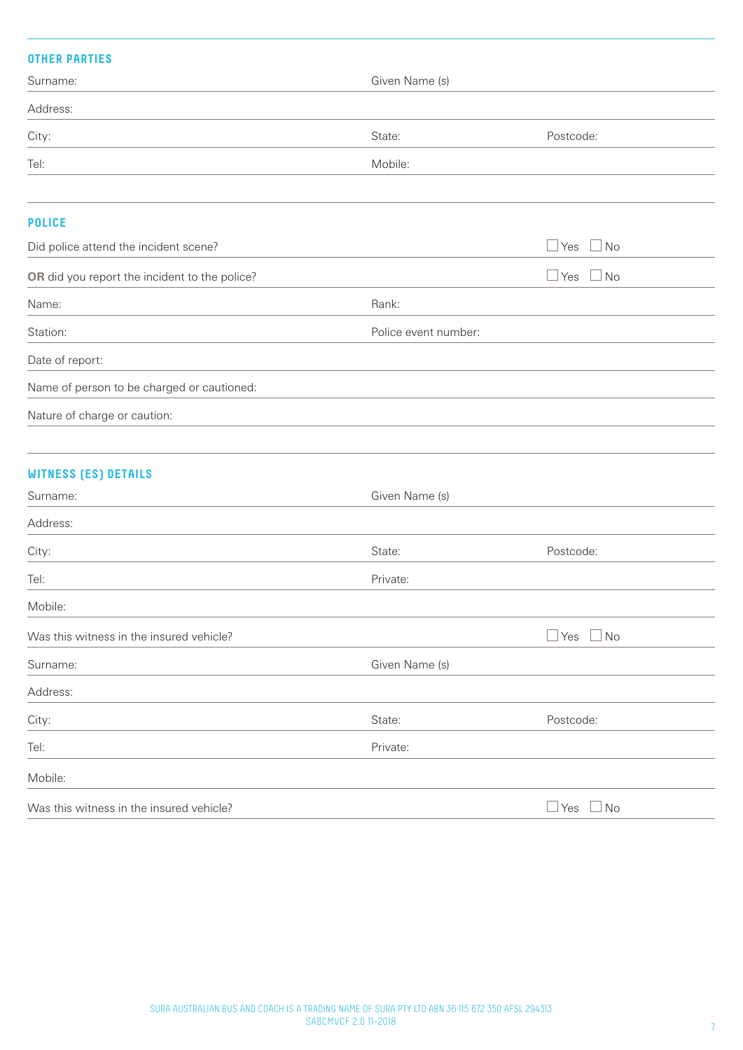## OTHER PARTIES

Surname: Given Name (s)

Address:

City: State: Postcode:

Tel: Mobile:

## POLICE

Did police attend the incident scene? ☐ Yes ☐ No

**OR** did you report the incident to the police? ☐ Yes ☐ No

Name: Rank:

Station: Police event number:

Date of report:

Name of person to be charged or cautioned:

Nature of charge or caution:

## WITNESS (ES) DETAILS

Surname: Given Name (s)

Address:

City: State: Postcode:

Tel: Private:

Mobile:

Was this witness in the insured vehicle? ☐ Yes ☐ No

Surname: Given Name (s)

Address:

City: State: Postcode:

Tel: Private:

Mobile:

Was this witness in the insured vehicle? ☐ Yes ☐ No

SURA AUSTRALIAN BUS AND COACH IS A TRADING NAME OF SURA PTY LTD ABN 36 115 672 350 AFSL 294313
SABCMVCF 2.0 11-2018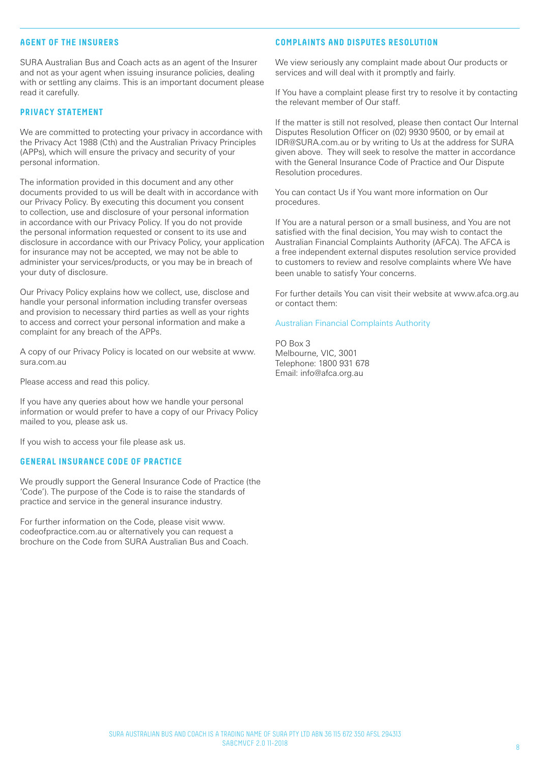## AGENT OF THE INSURERS

SURA Australian Bus and Coach acts as an agent of the Insurer and not as your agent when issuing insurance policies, dealing with or settling any claims. This is an important document please read it carefully.

## PRIVACY STATEMENT

We are committed to protecting your privacy in accordance with the Privacy Act 1988 (Cth) and the Australian Privacy Principles (APPs), which will ensure the privacy and security of your personal information.

The information provided in this document and any other documents provided to us will be dealt with in accordance with our Privacy Policy. By executing this document you consent to collection, use and disclosure of your personal information in accordance with our Privacy Policy. If you do not provide the personal information requested or consent to its use and disclosure in accordance with our Privacy Policy, your application for insurance may not be accepted, we may not be able to administer your services/products, or you may be in breach of your duty of disclosure.

Our Privacy Policy explains how we collect, use, disclose and handle your personal information including transfer overseas and provision to necessary third parties as well as your rights to access and correct your personal information and make a complaint for any breach of the APPs.

A copy of our Privacy Policy is located on our website at www.sura.com.au

Please access and read this policy.

If you have any queries about how we handle your personal information or would prefer to have a copy of our Privacy Policy mailed to you, please ask us.

If you wish to access your file please ask us.

## GENERAL INSURANCE CODE OF PRACTICE

We proudly support the General Insurance Code of Practice (the 'Code'). The purpose of the Code is to raise the standards of practice and service in the general insurance industry.

For further information on the Code, please visit www.codeofpractice.com.au or alternatively you can request a brochure on the Code from SURA Australian Bus and Coach.

## COMPLAINTS AND DISPUTES RESOLUTION

We view seriously any complaint made about Our products or services and will deal with it promptly and fairly.

If You have a complaint please first try to resolve it by contacting the relevant member of Our staff.

If the matter is still not resolved, please then contact Our Internal Disputes Resolution Officer on (02) 9930 9500, or by email at IDR@SURA.com.au or by writing to Us at the address for SURA given above. They will seek to resolve the matter in accordance with the General Insurance Code of Practice and Our Dispute Resolution procedures.

You can contact Us if You want more information on Our procedures.

If You are a natural person or a small business, and You are not satisfied with the final decision, You may wish to contact the Australian Financial Complaints Authority (AFCA). The AFCA is a free independent external disputes resolution service provided to customers to review and resolve complaints where We have been unable to satisfy Your concerns.

For further details You can visit their website at www.afca.org.au or contact them:

Australian Financial Complaints Authority

PO Box 3
Melbourne, VIC, 3001
Telephone: 1800 931 678
Email: info@afca.org.au

SURA AUSTRALIAN BUS AND COACH IS A TRADING NAME OF SURA PTY LTD ABN 36 115 672 350 AFSL 294313
SABCMVCF 2.0 11-2018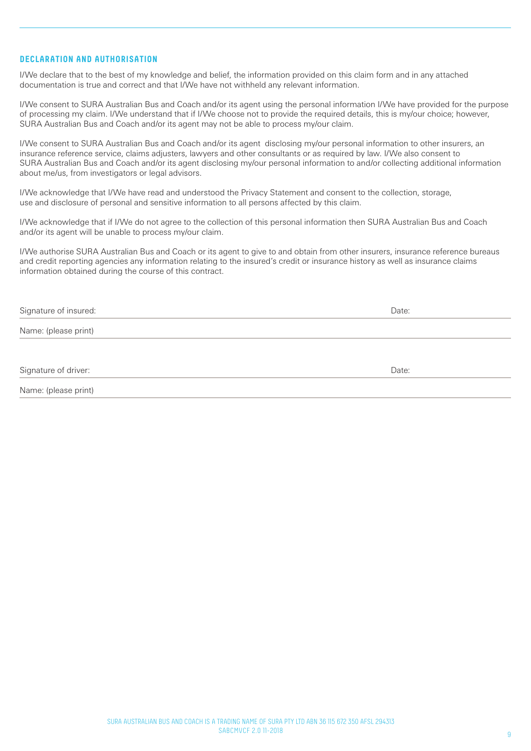## DECLARATION AND AUTHORISATION

I/We declare that to the best of my knowledge and belief, the information provided on this claim form and in any attached documentation is true and correct and that I/We have not withheld any relevant information.

I/We consent to SURA Australian Bus and Coach and/or its agent using the personal information I/We have provided for the purpose of processing my claim. I/We understand that if I/We choose not to provide the required details, this is my/our choice; however, SURA Australian Bus and Coach and/or its agent may not be able to process my/our claim.

I/We consent to SURA Australian Bus and Coach and/or its agent disclosing my/our personal information to other insurers, an insurance reference service, claims adjusters, lawyers and other consultants or as required by law. I/We also consent to SURA Australian Bus and Coach and/or its agent disclosing my/our personal information to and/or collecting additional information about me/us, from investigators or legal advisors.

I/We acknowledge that I/We have read and understood the Privacy Statement and consent to the collection, storage, use and disclosure of personal and sensitive information to all persons affected by this claim.

I/We acknowledge that if I/We do not agree to the collection of this personal information then SURA Australian Bus and Coach and/or its agent will be unable to process my/our claim.

I/We authorise SURA Australian Bus and Coach or its agent to give to and obtain from other insurers, insurance reference bureaus and credit reporting agencies any information relating to the insured's credit or insurance history as well as insurance claims information obtained during the course of this contract.

Signature of insured: Date:

Name: (please print)

Signature of driver: Date:

Name: (please print)

SURA AUSTRALIAN BUS AND COACH IS A TRADING NAME OF SURA PTY LTD ABN 36 115 672 350 AFSL 294313
SABCMVCF 2.0 11-2018